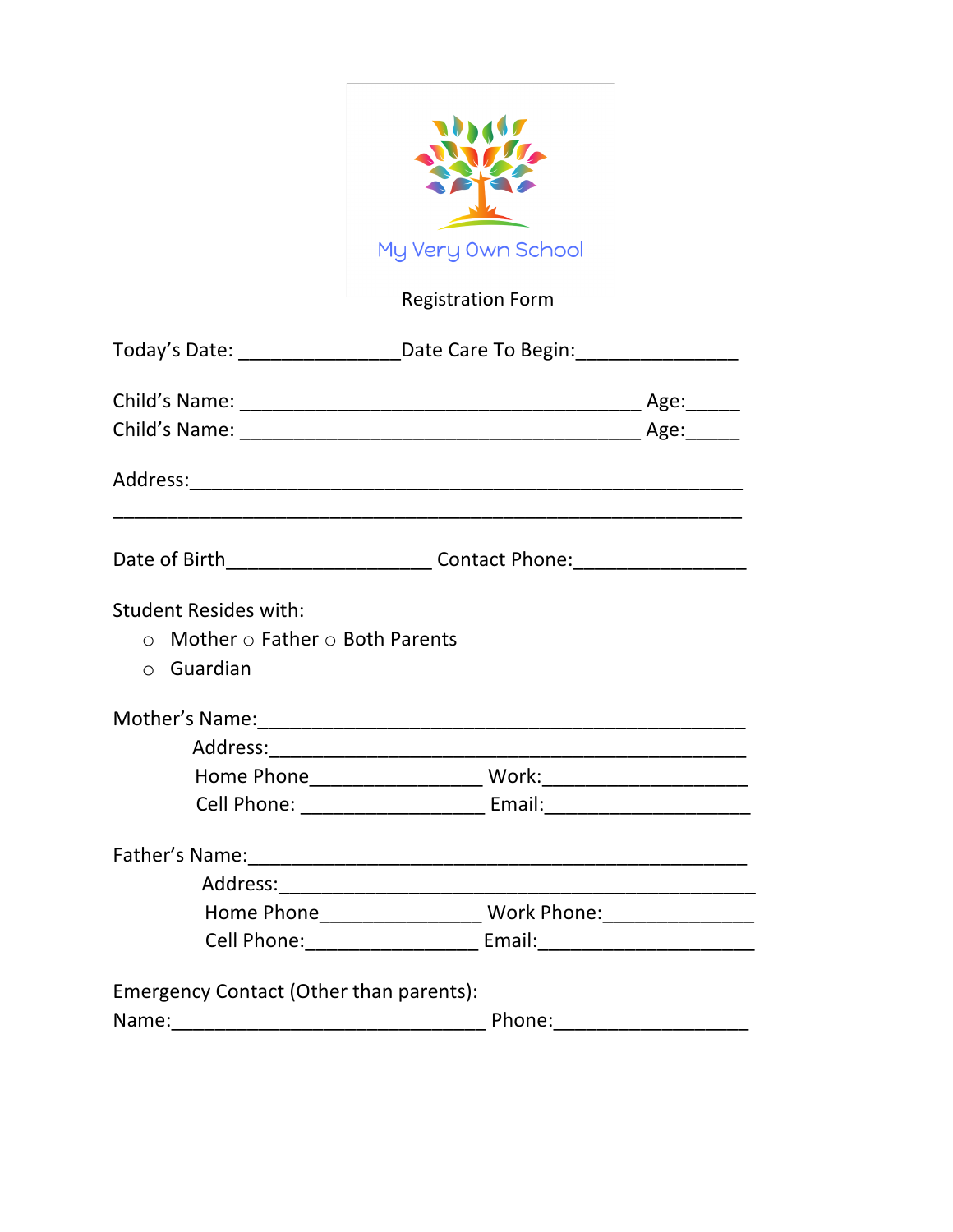My Very Own School

Registration Form

Today's Date: _______________ Date Care To Begin: _______________

Child's Name: _____________________________________ Age: _____

Child's Name: _____________________________________ Age: _____

Address: ____________________________________________________

____________________________________________________________

Date of Birth ___________________ Contact Phone: ________________

Student Resides with:

- ○ Mother ○ Father ○ Both Parents
- ○ Guardian

Mother's Name: ______________________________________________

Address: ____________________________________________

Home Phone ________________ Work: ___________________

Cell Phone: _________________ Email: ___________________

Father's Name: ______________________________________________

Address: ____________________________________________

Home Phone _______________ Work Phone: ______________

Cell Phone: ________________ Email: ____________________

Emergency Contact (Other than parents):

Name: _____________________________ Phone: __________________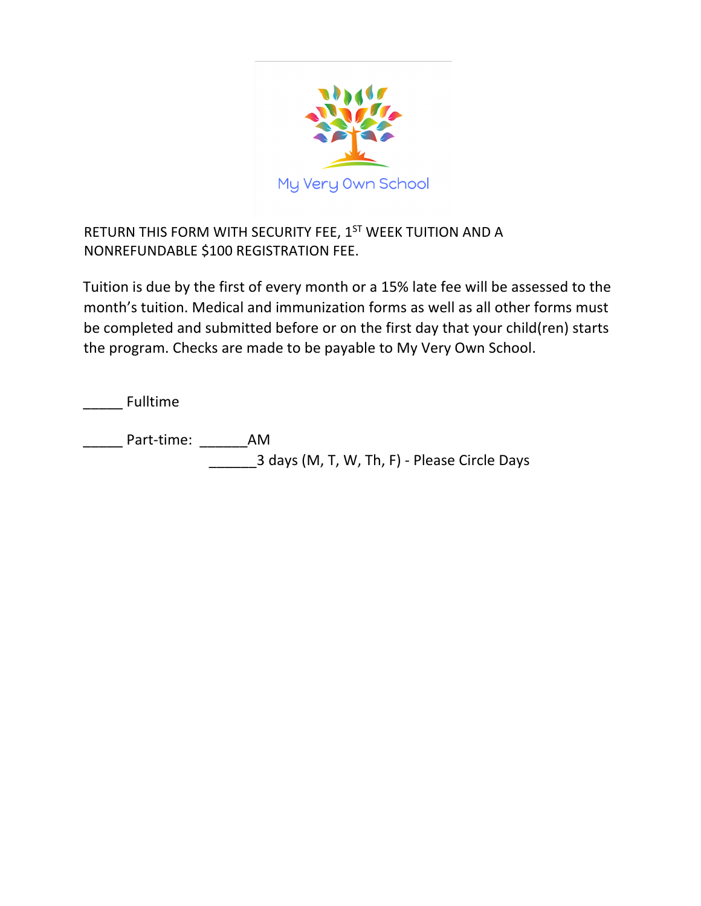My Very Own School

RETURN THIS FORM WITH SECURITY FEE, 1ST WEEK TUITION AND A NONREFUNDABLE $100 REGISTRATION FEE.

Tuition is due by the first of every month or a 15% late fee will be assessed to the month's tuition. Medical and immunization forms as well as all other forms must be completed and submitted before or on the first day that your child(ren) starts the program. Checks are made to be payable to My Very Own School.

_____ Fulltime

_____ Part-time: ______AM

______3 days (M, T, W, Th, F) - Please Circle Days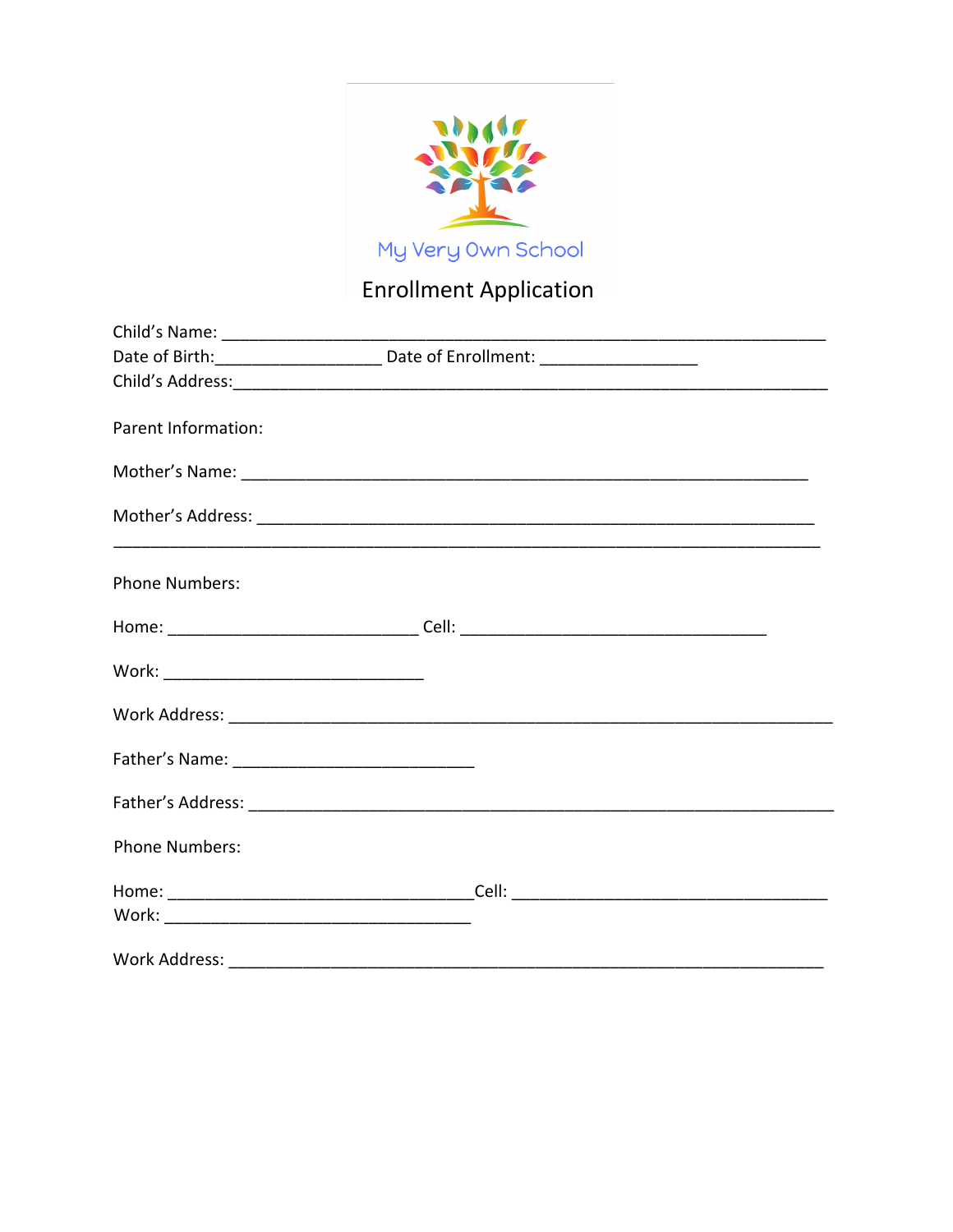My Very Own School

# Enrollment Application

Child's Name: ___________________________________________________________

Date of Birth:_________________ Date of Enrollment: ________________

Child's Address:_________________________________________________________

Parent Information:

Mother's Name: _________________________________________________________

Mother's Address: _______________________________________________________

_____________________________________________________________________

Phone Numbers:

Home: __________________________ Cell: ________________________________

Work: ___________________________

Work Address: ___________________________________________________________

Father's Name: _________________________

Father's Address: ________________________________________________________

Phone Numbers:

Home: ________________________________Cell: _________________________________

Work: ________________________________

Work Address: __________________________________________________________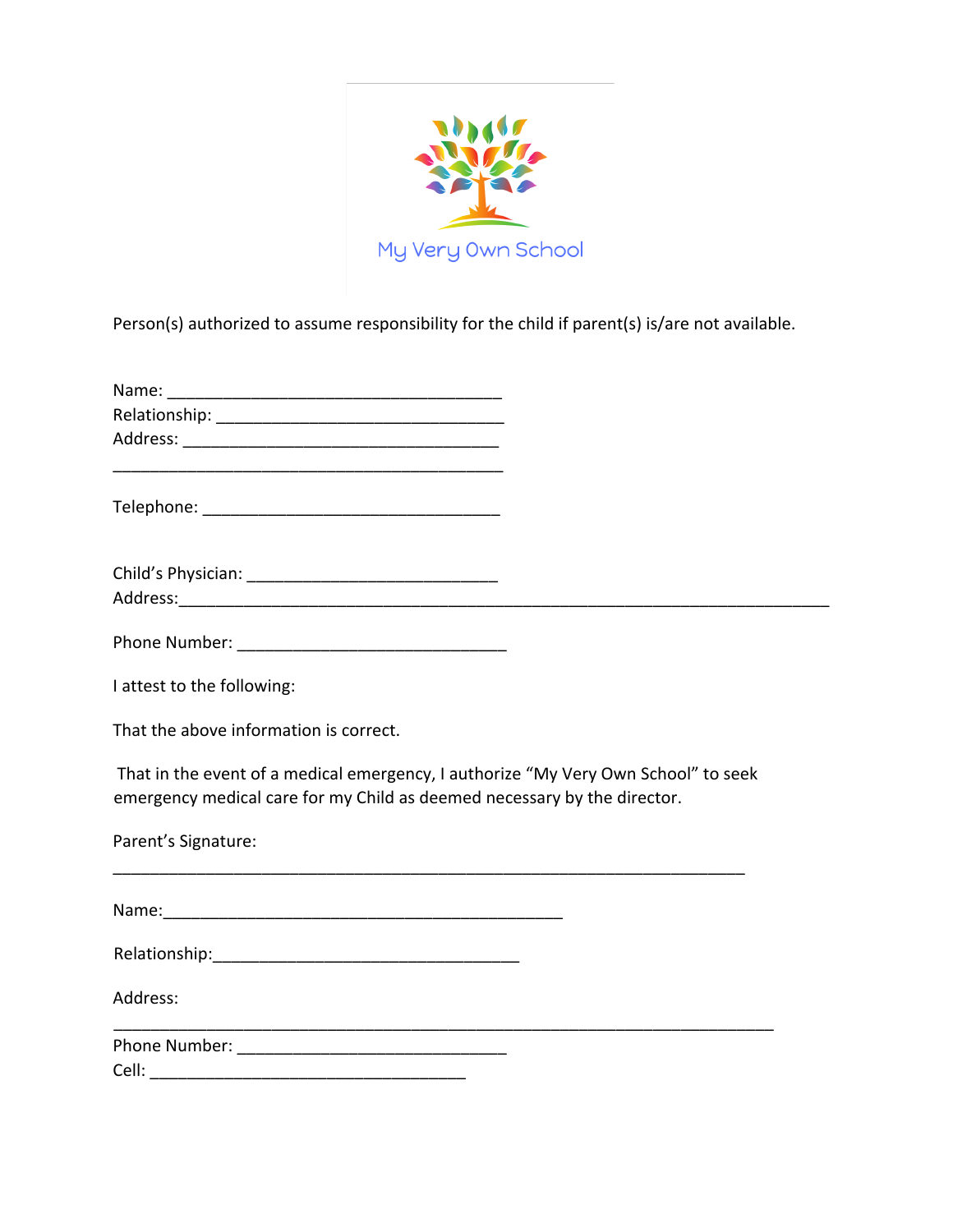My Very Own School

Person(s) authorized to assume responsibility for the child if parent(s) is/are not available.

Name: ___________________________________
Relationship: ______________________________
Address: _________________________________
__________________________________________

Telephone: ________________________________

Child's Physician: ___________________________
Address:_________________________________________________________________________

Phone Number: _____________________________

I attest to the following:

That the above information is correct.

That in the event of a medical emergency, I authorize "My Very Own School" to seek emergency medical care for my Child as deemed necessary by the director.

Parent's Signature:

_________________________________________________________________

Name:______________________________________________

Relationship:__________________________________

Address:

_____________________________________________________________________

Phone Number: _____________________________
Cell: __________________________________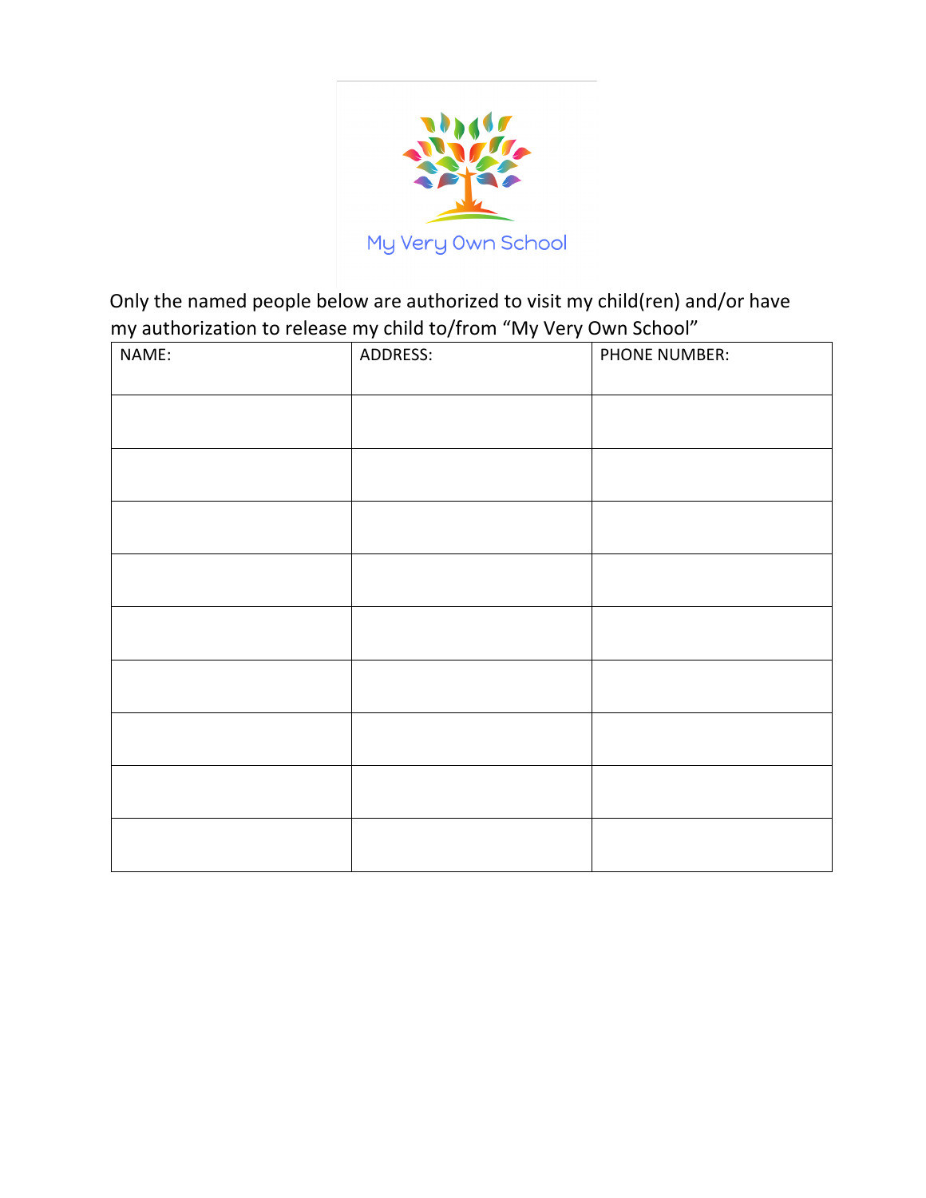My Very Own School

Only the named people below are authorized to visit my child(ren) and/or have my authorization to release my child to/from "My Very Own School"

| NAME: | ADDRESS: | PHONE NUMBER: |
|---|---|---|
| | | |
| | | |
| | | |
| | | |
| | | |
| | | |
| | | |
| | | |
| | | |